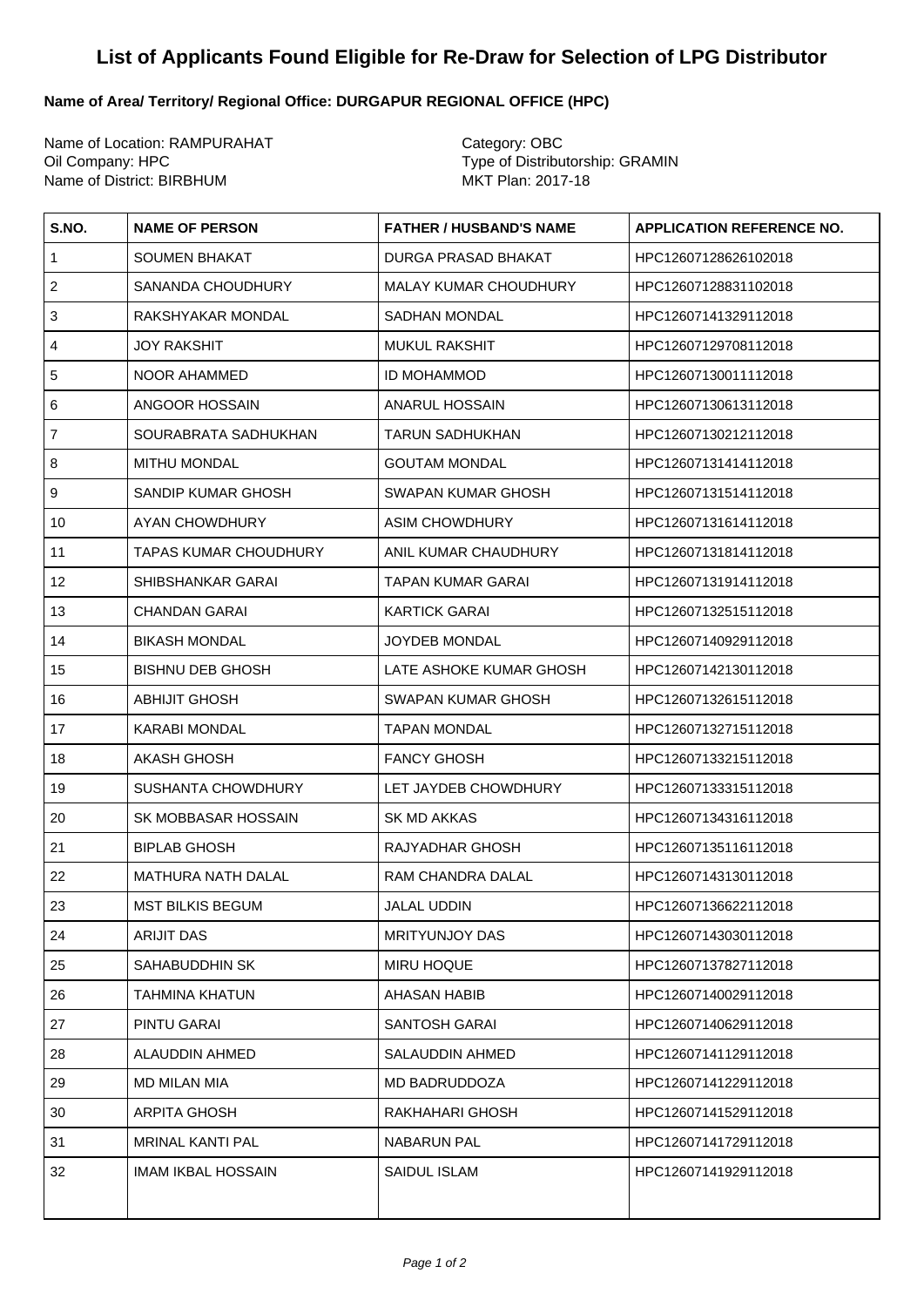# List of Applicants Found Eligible for Re-Draw for Selection of LPG Distributor

**Name of Area/ Territory/ Regional Office: DURGAPUR REGIONAL OFFICE (HPC)**

Name of Location: RAMPURAHAT
Oil Company: HPC
Name of District: BIRBHUM

Category: OBC
Type of Distributorship: GRAMIN
MKT Plan: 2017-18

| S.NO. | NAME OF PERSON | FATHER / HUSBAND'S NAME | APPLICATION REFERENCE NO. |
|---|---|---|---|
| 1 | SOUMEN BHAKAT | DURGA PRASAD BHAKAT | HPC12607128626102018 |
| 2 | SANANDA CHOUDHURY | MALAY KUMAR CHOUDHURY | HPC12607128831102018 |
| 3 | RAKSHYAKAR MONDAL | SADHAN MONDAL | HPC12607141329112018 |
| 4 | JOY RAKSHIT | MUKUL RAKSHIT | HPC12607129708112018 |
| 5 | NOOR AHAMMED | ID MOHAMMOD | HPC12607130011112018 |
| 6 | ANGOOR HOSSAIN | ANARUL HOSSAIN | HPC12607130613112018 |
| 7 | SOURABRATA SADHUKHAN | TARUN SADHUKHAN | HPC12607130212112018 |
| 8 | MITHU MONDAL | GOUTAM MONDAL | HPC12607131414112018 |
| 9 | SANDIP KUMAR GHOSH | SWAPAN KUMAR GHOSH | HPC12607131514112018 |
| 10 | AYAN CHOWDHURY | ASIM CHOWDHURY | HPC12607131614112018 |
| 11 | TAPAS KUMAR CHOUDHURY | ANIL KUMAR CHAUDHURY | HPC12607131814112018 |
| 12 | SHIBSHANKAR GARAI | TAPAN KUMAR GARAI | HPC12607131914112018 |
| 13 | CHANDAN GARAI | KARTICK GARAI | HPC12607132515112018 |
| 14 | BIKASH MONDAL | JOYDEB MONDAL | HPC12607140929112018 |
| 15 | BISHNU DEB GHOSH | LATE ASHOKE KUMAR GHOSH | HPC12607142130112018 |
| 16 | ABHIJIT GHOSH | SWAPAN KUMAR GHOSH | HPC12607132615112018 |
| 17 | KARABI MONDAL | TAPAN MONDAL | HPC12607132715112018 |
| 18 | AKASH GHOSH | FANCY GHOSH | HPC12607133215112018 |
| 19 | SUSHANTA CHOWDHURY | LET JAYDEB CHOWDHURY | HPC12607133315112018 |
| 20 | SK MOBBASAR HOSSAIN | SK MD AKKAS | HPC12607134316112018 |
| 21 | BIPLAB GHOSH | RAJYADHAR GHOSH | HPC12607135116112018 |
| 22 | MATHURA NATH DALAL | RAM CHANDRA DALAL | HPC12607143130112018 |
| 23 | MST BILKIS BEGUM | JALAL UDDIN | HPC12607136622112018 |
| 24 | ARIJIT DAS | MRITYUNJOY DAS | HPC12607143030112018 |
| 25 | SAHABUDDHIN SK | MIRU HOQUE | HPC12607137827112018 |
| 26 | TAHMINA KHATUN | AHASAN HABIB | HPC12607140029112018 |
| 27 | PINTU GARAI | SANTOSH GARAI | HPC12607140629112018 |
| 28 | ALAUDDIN AHMED | SALAUDDIN AHMED | HPC12607141129112018 |
| 29 | MD MILAN MIA | MD BADRUDDOZA | HPC12607141229112018 |
| 30 | ARPITA GHOSH | RAKHAHARI GHOSH | HPC12607141529112018 |
| 31 | MRINAL KANTI PAL | NABARUN PAL | HPC12607141729112018 |
| 32 | IMAM IKBAL HOSSAIN | SAIDUL ISLAM | HPC12607141929112018 |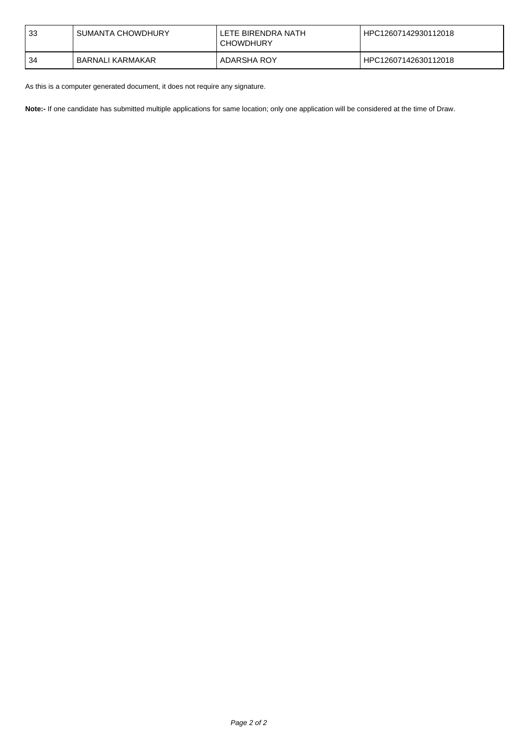| | | | |
|---|---|---|---|
| 33 | SUMANTA CHOWDHURY | LETE BIRENDRA NATH CHOWDHURY | HPC12607142930112018 |
| 34 | BARNALI KARMAKAR | ADARSHA ROY | HPC12607142630112018 |

As this is a computer generated document, it does not require any signature.

**Note:-** If one candidate has submitted multiple applications for same location; only one application will be considered at the time of Draw.